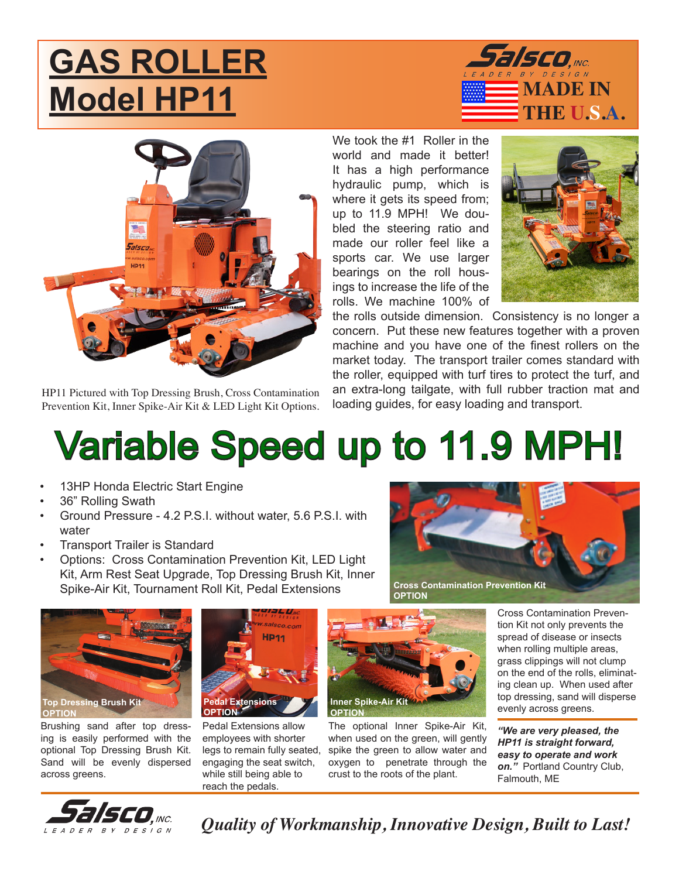# GAS ROLLER Model HP11

Salsco, INC. LEADER BY DESIGN

MADE IN THE U.S.A.

HP11 Pictured with Top Dressing Brush, Cross Contamination Prevention Kit, Inner Spike-Air Kit & LED Light Kit Options.

We took the #1 Roller in the world and made it better! It has a high performance hydraulic pump, which is where it gets its speed from; up to 11.9 MPH! We doubled the steering ratio and made our roller feel like a sports car. We use larger bearings on the roll housings to increase the life of the rolls. We machine 100% of the rolls outside dimension. Consistency is no longer a concern. Put these new features together with a proven machine and you have one of the finest rollers on the market today. The transport trailer comes standard with the roller, equipped with turf tires to protect the turf, and an extra-long tailgate, with full rubber traction mat and loading guides, for easy loading and transport.

## Variable Speed up to 11.9 MPH!

- 13HP Honda Electric Start Engine
- 36" Rolling Swath
- Ground Pressure - 4.2 P.S.I. without water, 5.6 P.S.I. with water
- Transport Trailer is Standard
- Options: Cross Contamination Prevention Kit, LED Light Kit, Arm Rest Seat Upgrade, Top Dressing Brush Kit, Inner Spike-Air Kit, Tournament Roll Kit, Pedal Extensions

**Cross Contamination Prevention Kit OPTION**

**Top Dressing Brush Kit OPTION**

Brushing sand after top dressing is easily performed with the optional Top Dressing Brush Kit. Sand will be evenly dispersed across greens.

**Pedal Extensions OPTION**

Pedal Extensions allow employees with shorter legs to remain fully seated, engaging the seat switch, while still being able to reach the pedals.

**Inner Spike-Air Kit OPTION**

The optional Inner Spike-Air Kit, when used on the green, will gently spike the green to allow water and oxygen to penetrate through the crust to the roots of the plant.

Cross Contamination Prevention Kit not only prevents the spread of disease or insects when rolling multiple areas, grass clippings will not clump on the end of the rolls, eliminating clean up. When used after top dressing, sand will disperse evenly across greens.

***"We are very pleased, the HP11 is straight forward, easy to operate and work on."*** Portland Country Club, Falmouth, ME

Salsco, INC. LEADER BY DESIGN

*Quality of Workmanship, Innovative Design, Built to Last!*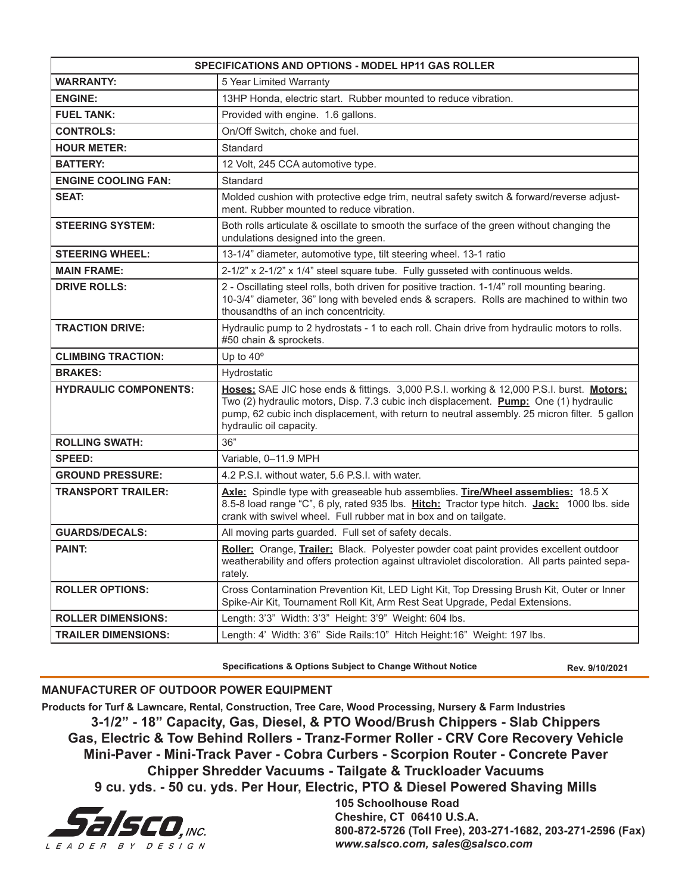| SPECIFICATIONS AND OPTIONS - MODEL HP11 GAS ROLLER | |
|---|---|
| **WARRANTY:** | 5 Year Limited Warranty |
| **ENGINE:** | 13HP Honda, electric start. Rubber mounted to reduce vibration. |
| **FUEL TANK:** | Provided with engine. 1.6 gallons. |
| **CONTROLS:** | On/Off Switch, choke and fuel. |
| **HOUR METER:** | Standard |
| **BATTERY:** | 12 Volt, 245 CCA automotive type. |
| **ENGINE COOLING FAN:** | Standard |
| **SEAT:** | Molded cushion with protective edge trim, neutral safety switch & forward/reverse adjustment. Rubber mounted to reduce vibration. |
| **STEERING SYSTEM:** | Both rolls articulate & oscillate to smooth the surface of the green without changing the undulations designed into the green. |
| **STEERING WHEEL:** | 13-1/4" diameter, automotive type, tilt steering wheel. 13-1 ratio |
| **MAIN FRAME:** | 2-1/2" x 2-1/2" x 1/4" steel square tube. Fully gusseted with continuous welds. |
| **DRIVE ROLLS:** | 2 - Oscillating steel rolls, both driven for positive traction. 1-1/4" roll mounting bearing. 10-3/4" diameter, 36" long with beveled ends & scrapers. Rolls are machined to within two thousandths of an inch concentricity. |
| **TRACTION DRIVE:** | Hydraulic pump to 2 hydrostats - 1 to each roll. Chain drive from hydraulic motors to rolls. #50 chain & sprockets. |
| **CLIMBING TRACTION:** | Up to 40º |
| **BRAKES:** | Hydrostatic |
| **HYDRAULIC COMPONENTS:** | **Hoses:** SAE JIC hose ends & fittings. 3,000 P.S.I. working & 12,000 P.S.I. burst. **Motors:** Two (2) hydraulic motors, Disp. 7.3 cubic inch displacement. **Pump:** One (1) hydraulic pump, 62 cubic inch displacement, with return to neutral assembly. 25 micron filter. 5 gallon hydraulic oil capacity. |
| **ROLLING SWATH:** | 36" |
| **SPEED:** | Variable, 0–11.9 MPH |
| **GROUND PRESSURE:** | 4.2 P.S.I. without water, 5.6 P.S.I. with water. |
| **TRANSPORT TRAILER:** | **Axle:** Spindle type with greaseable hub assemblies. **Tire/Wheel assemblies:** 18.5 X 8.5-8 load range "C", 6 ply, rated 935 lbs. **Hitch:** Tractor type hitch. **Jack:** 1000 lbs. side crank with swivel wheel. Full rubber mat in box and on tailgate. |
| **GUARDS/DECALS:** | All moving parts guarded. Full set of safety decals. |
| **PAINT:** | **Roller:** Orange, **Trailer:** Black. Polyester powder coat paint provides excellent outdoor weatherability and offers protection against ultraviolet discoloration. All parts painted separately. |
| **ROLLER OPTIONS:** | Cross Contamination Prevention Kit, LED Light Kit, Top Dressing Brush Kit, Outer or Inner Spike-Air Kit, Tournament Roll Kit, Arm Rest Seat Upgrade, Pedal Extensions. |
| **ROLLER DIMENSIONS:** | Length: 3'3" Width: 3'3" Height: 3'9" Weight: 604 lbs. |
| **TRAILER DIMENSIONS:** | Length: 4' Width: 3'6" Side Rails:10" Hitch Height:16" Weight: 197 lbs. |

**Specifications & Options Subject to Change Without Notice** **Rev. 9/10/2021**

**MANUFACTURER OF OUTDOOR POWER EQUIPMENT**

**Products for Turf & Lawncare, Rental, Construction, Tree Care, Wood Processing, Nursery & Farm Industries**

**3-1/2" - 18" Capacity, Gas, Diesel, & PTO Wood/Brush Chippers - Slab Chippers**
**Gas, Electric & Tow Behind Rollers - Tranz-Former Roller - CRV Core Recovery Vehicle**
**Mini-Paver - Mini-Track Paver - Cobra Curbers - Scorpion Router - Concrete Paver**
**Chipper Shredder Vacuums - Tailgate & Truckloader Vacuums**
**9 cu. yds. - 50 cu. yds. Per Hour, Electric, PTO & Diesel Powered Shaving Mills**

Salsco, INC.
LEADER BY DESIGN

**105 Schoolhouse Road**
**Cheshire, CT 06410 U.S.A.**
**800-872-5726 (Toll Free), 203-271-1682, 203-271-2596 (Fax)**
***www.salsco.com, sales@salsco.com***